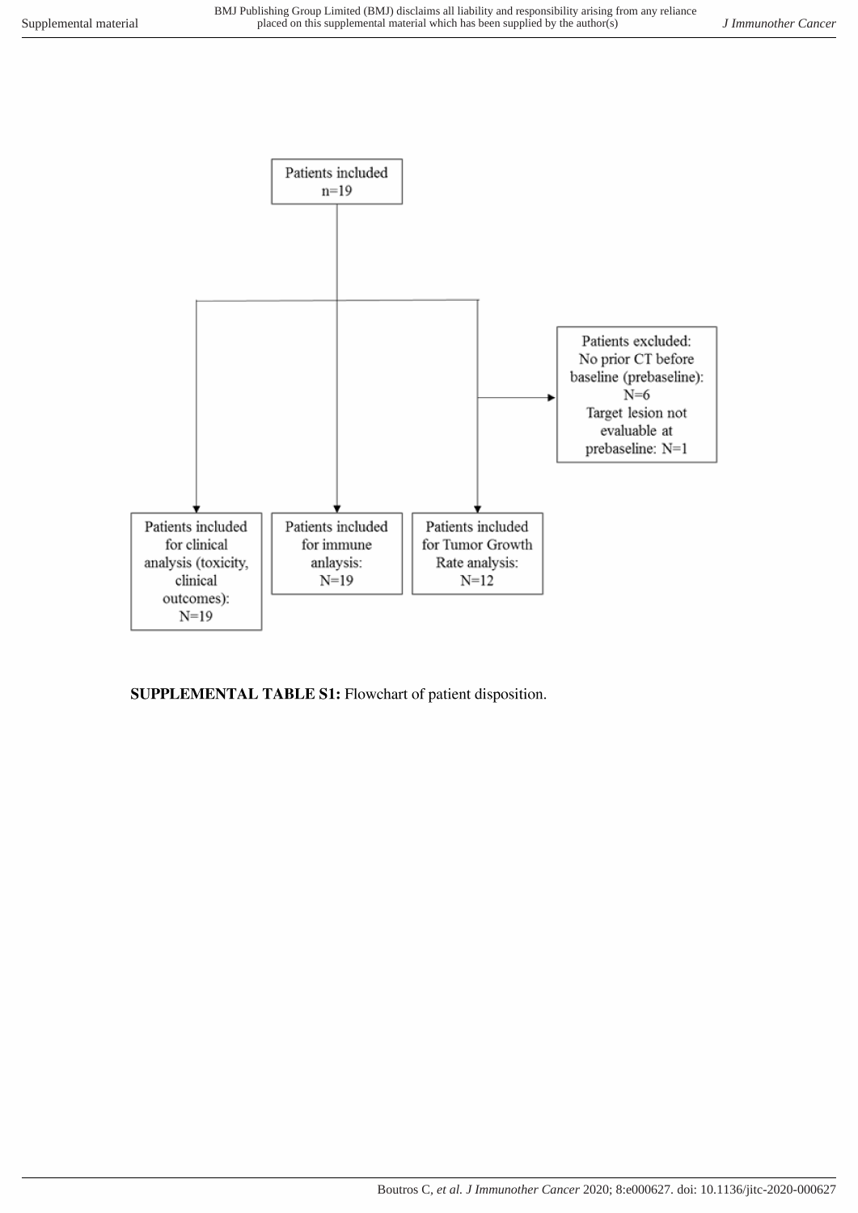Patients included
n=19

Patients excluded:
No prior CT before baseline (prebaseline): N=6
Target lesion not evaluable at prebaseline: N=1

Patients included for clinical analysis (toxicity, clinical outcomes): N=19

Patients included for immune anlaysis: N=19

Patients included for Tumor Growth Rate analysis: N=12

**SUPPLEMENTAL TABLE S1:** Flowchart of patient disposition.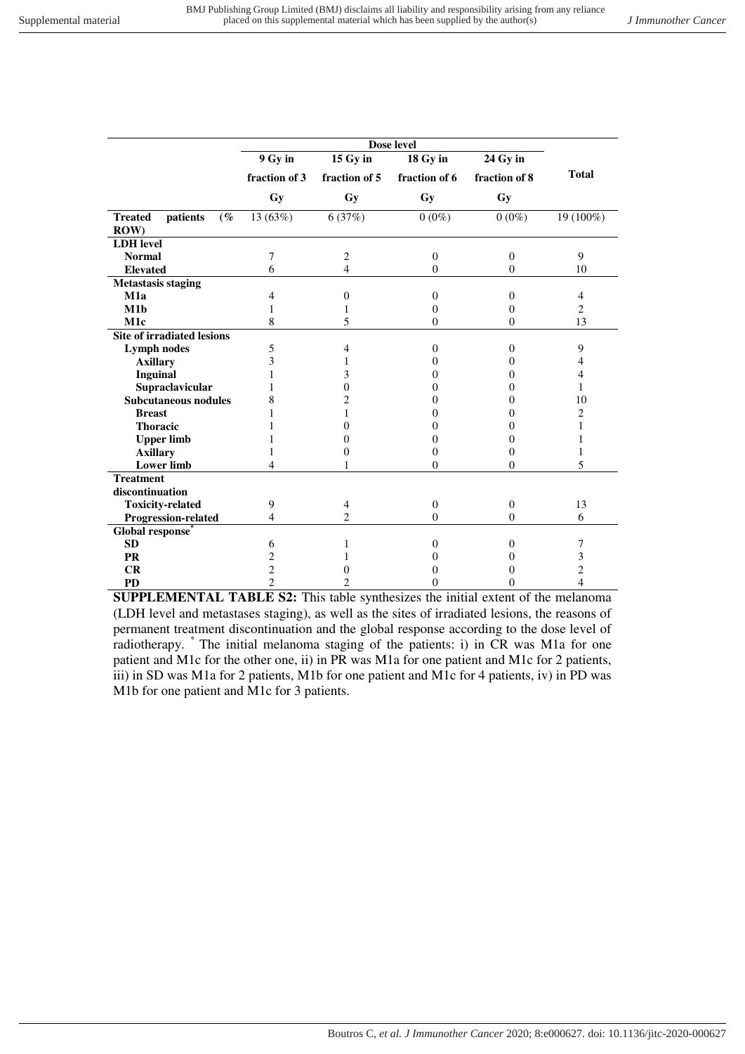| | Dose level | | | | Total |
|---|---|---|---|---|---|
| | 9 Gy in fraction of 3 Gy | 15 Gy in fraction of 5 Gy | 18 Gy in fraction of 6 Gy | 24 Gy in fraction of 8 Gy | |
| **Treated patients (% ROW)** | 13 (63%) | 6 (37%) | 0 (0%) | 0 (0%) | 19 (100%) |
| **LDH level** | | | | | |
| **Normal** | 7 | 2 | 0 | 0 | 9 |
| **Elevated** | 6 | 4 | 0 | 0 | 10 |
| **Metastasis staging** | | | | | |
| **M1a** | 4 | 0 | 0 | 0 | 4 |
| **M1b** | 1 | 1 | 0 | 0 | 2 |
| **M1c** | 8 | 5 | 0 | 0 | 13 |
| **Site of irradiated lesions** | | | | | |
| **Lymph nodes** | 5 | 4 | 0 | 0 | 9 |
| **Axillary** | 3 | 1 | 0 | 0 | 4 |
| **Inguinal** | 1 | 3 | 0 | 0 | 4 |
| **Supraclavicular** | 1 | 0 | 0 | 0 | 1 |
| **Subcutaneous nodules** | 8 | 2 | 0 | 0 | 10 |
| **Breast** | 1 | 1 | 0 | 0 | 2 |
| **Thoracic** | 1 | 0 | 0 | 0 | 1 |
| **Upper limb** | 1 | 0 | 0 | 0 | 1 |
| **Axillary** | 1 | 0 | 0 | 0 | 1 |
| **Lower limb** | 4 | 1 | 0 | 0 | 5 |
| **Treatment discontinuation** | | | | | |
| **Toxicity-related** | 9 | 4 | 0 | 0 | 13 |
| **Progression-related** | 4 | 2 | 0 | 0 | 6 |
| **Global response*** | | | | | |
| **SD** | 6 | 1 | 0 | 0 | 7 |
| **PR** | 2 | 1 | 0 | 0 | 3 |
| **CR** | 2 | 0 | 0 | 0 | 2 |
| **PD** | 2 | 2 | 0 | 0 | 4 |

**SUPPLEMENTAL TABLE S2:** This table synthesizes the initial extent of the melanoma (LDH level and metastases staging), as well as the sites of irradiated lesions, the reasons of permanent treatment discontinuation and the global response according to the dose level of radiotherapy. * The initial melanoma staging of the patients: i) in CR was M1a for one patient and M1c for the other one, ii) in PR was M1a for one patient and M1c for 2 patients, iii) in SD was M1a for 2 patients, M1b for one patient and M1c for 4 patients, iv) in PD was M1b for one patient and M1c for 3 patients.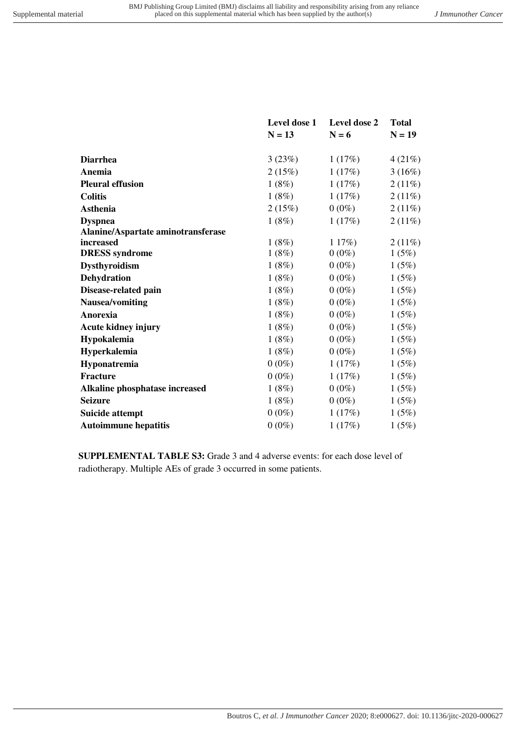| | Level dose 1<br>N = 13 | Level dose 2<br>N = 6 | Total<br>N = 19 |
|---|---|---|---|
| **Diarrhea** | 3 (23%) | 1 (17%) | 4 (21%) |
| **Anemia** | 2 (15%) | 1 (17%) | 3 (16%) |
| **Pleural effusion** | 1 (8%) | 1 (17%) | 2 (11%) |
| **Colitis** | 1 (8%) | 1 (17%) | 2 (11%) |
| **Asthenia** | 2 (15%) | 0 (0%) | 2 (11%) |
| **Dyspnea** | 1 (8%) | 1 (17%) | 2 (11%) |
| **Alanine/Aspartate aminotransferase increased** | 1 (8%) | 1 17%) | 2 (11%) |
| **DRESS syndrome** | 1 (8%) | 0 (0%) | 1 (5%) |
| **Dysthyroidism** | 1 (8%) | 0 (0%) | 1 (5%) |
| **Dehydration** | 1 (8%) | 0 (0%) | 1 (5%) |
| **Disease-related pain** | 1 (8%) | 0 (0%) | 1 (5%) |
| **Nausea/vomiting** | 1 (8%) | 0 (0%) | 1 (5%) |
| **Anorexia** | 1 (8%) | 0 (0%) | 1 (5%) |
| **Acute kidney injury** | 1 (8%) | 0 (0%) | 1 (5%) |
| **Hypokalemia** | 1 (8%) | 0 (0%) | 1 (5%) |
| **Hyperkalemia** | 1 (8%) | 0 (0%) | 1 (5%) |
| **Hyponatremia** | 0 (0%) | 1 (17%) | 1 (5%) |
| **Fracture** | 0 (0%) | 1 (17%) | 1 (5%) |
| **Alkaline phosphatase increased** | 1 (8%) | 0 (0%) | 1 (5%) |
| **Seizure** | 1 (8%) | 0 (0%) | 1 (5%) |
| **Suicide attempt** | 0 (0%) | 1 (17%) | 1 (5%) |
| **Autoimmune hepatitis** | 0 (0%) | 1 (17%) | 1 (5%) |

**SUPPLEMENTAL TABLE S3:** Grade 3 and 4 adverse events: for each dose level of radiotherapy. Multiple AEs of grade 3 occurred in some patients.